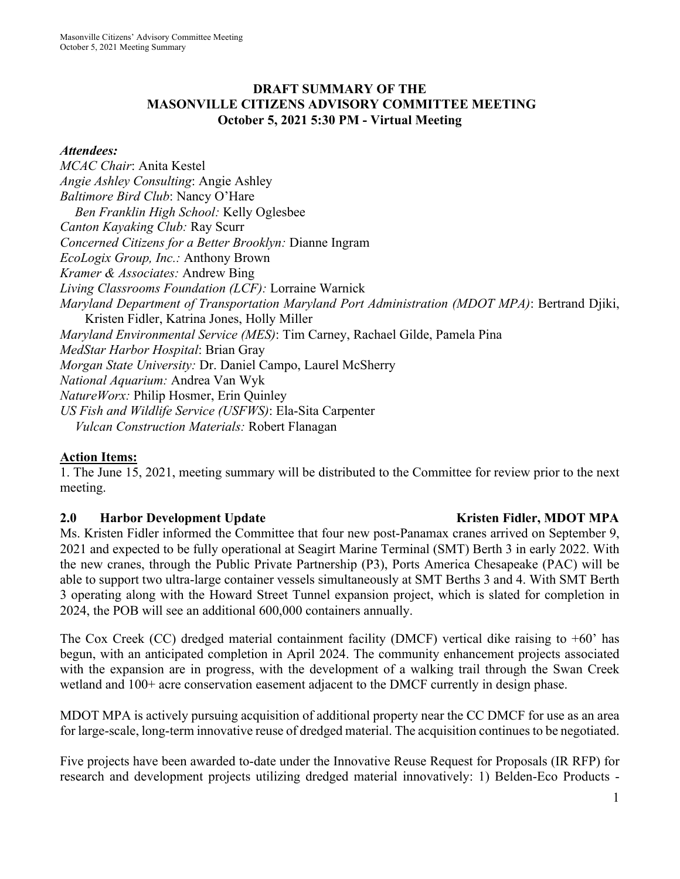# DRAFT SUMMARY OF THE MASONVILLE CITIZENS ADVISORY COMMITTEE MEETING

**October 5, 2021 5:30 PM - Virtual Meeting**

***Attendees:***

*MCAC Chair*: Anita Kestel
*Angie Ashley Consulting*: Angie Ashley
*Baltimore Bird Club*: Nancy O'Hare
*Ben Franklin High School:* Kelly Oglesbee
*Canton Kayaking Club:* Ray Scurr
*Concerned Citizens for a Better Brooklyn:* Dianne Ingram
*EcoLogix Group, Inc.:* Anthony Brown
*Kramer & Associates:* Andrew Bing
*Living Classrooms Foundation (LCF):* Lorraine Warnick
*Maryland Department of Transportation Maryland Port Administration (MDOT MPA)*: Bertrand Djiki, Kristen Fidler, Katrina Jones, Holly Miller
*Maryland Environmental Service (MES)*: Tim Carney, Rachael Gilde, Pamela Pina
*MedStar Harbor Hospital*: Brian Gray
*Morgan State University:* Dr. Daniel Campo, Laurel McSherry
*National Aquarium:* Andrea Van Wyk
*NatureWorx:* Philip Hosmer, Erin Quinley
*US Fish and Wildlife Service (USFWS)*: Ela-Sita Carpenter
*Vulcan Construction Materials:* Robert Flanagan

**Action Items:**

1. The June 15, 2021, meeting summary will be distributed to the Committee for review prior to the next meeting.

## 2.0 Harbor Development Update — Kristen Fidler, MDOT MPA

Ms. Kristen Fidler informed the Committee that four new post-Panamax cranes arrived on September 9, 2021 and expected to be fully operational at Seagirt Marine Terminal (SMT) Berth 3 in early 2022. With the new cranes, through the Public Private Partnership (P3), Ports America Chesapeake (PAC) will be able to support two ultra-large container vessels simultaneously at SMT Berths 3 and 4. With SMT Berth 3 operating along with the Howard Street Tunnel expansion project, which is slated for completion in 2024, the POB will see an additional 600,000 containers annually.

The Cox Creek (CC) dredged material containment facility (DMCF) vertical dike raising to +60' has begun, with an anticipated completion in April 2024. The community enhancement projects associated with the expansion are in progress, with the development of a walking trail through the Swan Creek wetland and 100+ acre conservation easement adjacent to the DMCF currently in design phase.

MDOT MPA is actively pursuing acquisition of additional property near the CC DMCF for use as an area for large-scale, long-term innovative reuse of dredged material. The acquisition continues to be negotiated.

Five projects have been awarded to-date under the Innovative Reuse Request for Proposals (IR RFP) for research and development projects utilizing dredged material innovatively: 1) Belden-Eco Products -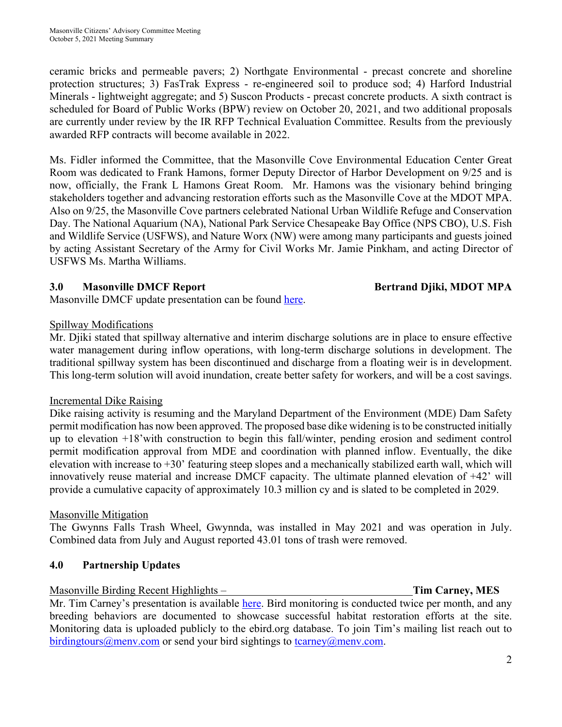ceramic bricks and permeable pavers; 2) Northgate Environmental - precast concrete and shoreline protection structures; 3) FasTrak Express - re-engineered soil to produce sod; 4) Harford Industrial Minerals - lightweight aggregate; and 5) Suscon Products - precast concrete products. A sixth contract is scheduled for Board of Public Works (BPW) review on October 20, 2021, and two additional proposals are currently under review by the IR RFP Technical Evaluation Committee. Results from the previously awarded RFP contracts will become available in 2022.

Ms. Fidler informed the Committee, that the Masonville Cove Environmental Education Center Great Room was dedicated to Frank Hamons, former Deputy Director of Harbor Development on 9/25 and is now, officially, the Frank L Hamons Great Room. Mr. Hamons was the visionary behind bringing stakeholders together and advancing restoration efforts such as the Masonville Cove at the MDOT MPA. Also on 9/25, the Masonville Cove partners celebrated National Urban Wildlife Refuge and Conservation Day. The National Aquarium (NA), National Park Service Chesapeake Bay Office (NPS CBO), U.S. Fish and Wildlife Service (USFWS), and Nature Worx (NW) were among many participants and guests joined by acting Assistant Secretary of the Army for Civil Works Mr. Jamie Pinkham, and acting Director of USFWS Ms. Martha Williams.

## 3.0 Masonville DMCF Report — Bertrand Djiki, MDOT MPA

Masonville DMCF update presentation can be found here.

Spillway Modifications

Mr. Djiki stated that spillway alternative and interim discharge solutions are in place to ensure effective water management during inflow operations, with long-term discharge solutions in development. The traditional spillway system has been discontinued and discharge from a floating weir is in development. This long-term solution will avoid inundation, create better safety for workers, and will be a cost savings.

Incremental Dike Raising

Dike raising activity is resuming and the Maryland Department of the Environment (MDE) Dam Safety permit modification has now been approved. The proposed base dike widening is to be constructed initially up to elevation +18'with construction to begin this fall/winter, pending erosion and sediment control permit modification approval from MDE and coordination with planned inflow. Eventually, the dike elevation with increase to +30' featuring steep slopes and a mechanically stabilized earth wall, which will innovatively reuse material and increase DMCF capacity. The ultimate planned elevation of +42' will provide a cumulative capacity of approximately 10.3 million cy and is slated to be completed in 2029.

Masonville Mitigation

The Gwynns Falls Trash Wheel, Gwynnda, was installed in May 2021 and was operation in July. Combined data from July and August reported 43.01 tons of trash were removed.

## 4.0 Partnership Updates

Masonville Birding Recent Highlights – **Tim Carney, MES**

Mr. Tim Carney's presentation is available here. Bird monitoring is conducted twice per month, and any breeding behaviors are documented to showcase successful habitat restoration efforts at the site. Monitoring data is uploaded publicly to the ebird.org database. To join Tim's mailing list reach out to birdingtours@menv.com or send your bird sightings to tcarney@menv.com.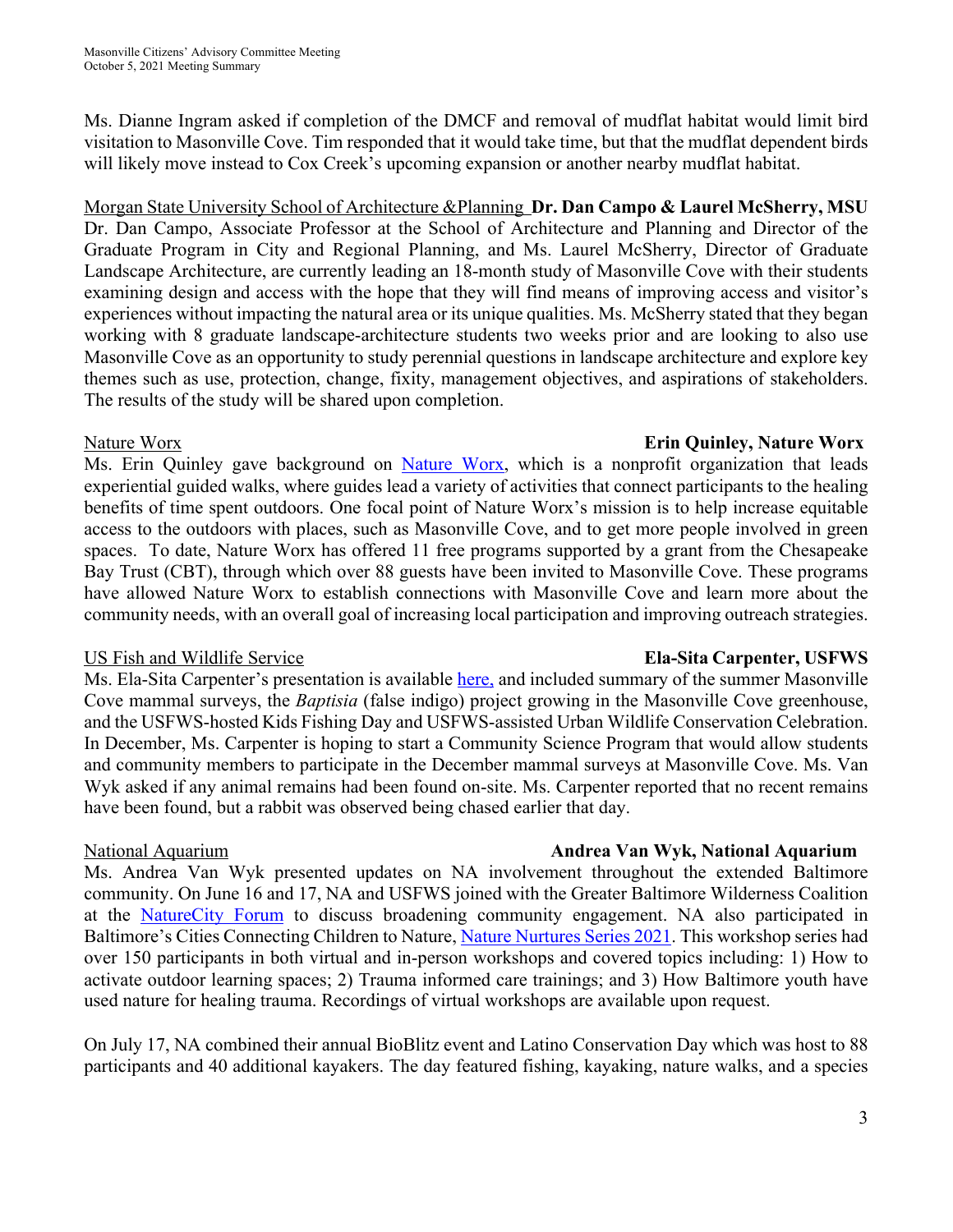Ms. Dianne Ingram asked if completion of the DMCF and removal of mudflat habitat would limit bird visitation to Masonville Cove. Tim responded that it would take time, but that the mudflat dependent birds will likely move instead to Cox Creek's upcoming expansion or another nearby mudflat habitat.

Morgan State University School of Architecture &Planning **Dr. Dan Campo & Laurel McSherry, MSU**

Dr. Dan Campo, Associate Professor at the School of Architecture and Planning and Director of the Graduate Program in City and Regional Planning, and Ms. Laurel McSherry, Director of Graduate Landscape Architecture, are currently leading an 18-month study of Masonville Cove with their students examining design and access with the hope that they will find means of improving access and visitor's experiences without impacting the natural area or its unique qualities. Ms. McSherry stated that they began working with 8 graduate landscape-architecture students two weeks prior and are looking to also use Masonville Cove as an opportunity to study perennial questions in landscape architecture and explore key themes such as use, protection, change, fixity, management objectives, and aspirations of stakeholders. The results of the study will be shared upon completion.

Nature Worx **Erin Quinley, Nature Worx**

Ms. Erin Quinley gave background on Nature Worx, which is a nonprofit organization that leads experiential guided walks, where guides lead a variety of activities that connect participants to the healing benefits of time spent outdoors. One focal point of Nature Worx's mission is to help increase equitable access to the outdoors with places, such as Masonville Cove, and to get more people involved in green spaces. To date, Nature Worx has offered 11 free programs supported by a grant from the Chesapeake Bay Trust (CBT), through which over 88 guests have been invited to Masonville Cove. These programs have allowed Nature Worx to establish connections with Masonville Cove and learn more about the community needs, with an overall goal of increasing local participation and improving outreach strategies.

US Fish and Wildlife Service **Ela-Sita Carpenter, USFWS**

Ms. Ela-Sita Carpenter's presentation is available here, and included summary of the summer Masonville Cove mammal surveys, the *Baptisia* (false indigo) project growing in the Masonville Cove greenhouse, and the USFWS-hosted Kids Fishing Day and USFWS-assisted Urban Wildlife Conservation Celebration. In December, Ms. Carpenter is hoping to start a Community Science Program that would allow students and community members to participate in the December mammal surveys at Masonville Cove. Ms. Van Wyk asked if any animal remains had been found on-site. Ms. Carpenter reported that no recent remains have been found, but a rabbit was observed being chased earlier that day.

National Aquarium **Andrea Van Wyk, National Aquarium**

Ms. Andrea Van Wyk presented updates on NA involvement throughout the extended Baltimore community. On June 16 and 17, NA and USFWS joined with the Greater Baltimore Wilderness Coalition at the NatureCity Forum to discuss broadening community engagement. NA also participated in Baltimore's Cities Connecting Children to Nature, Nature Nurtures Series 2021. This workshop series had over 150 participants in both virtual and in-person workshops and covered topics including: 1) How to activate outdoor learning spaces; 2) Trauma informed care trainings; and 3) How Baltimore youth have used nature for healing trauma. Recordings of virtual workshops are available upon request.

On July 17, NA combined their annual BioBlitz event and Latino Conservation Day which was host to 88 participants and 40 additional kayakers. The day featured fishing, kayaking, nature walks, and a species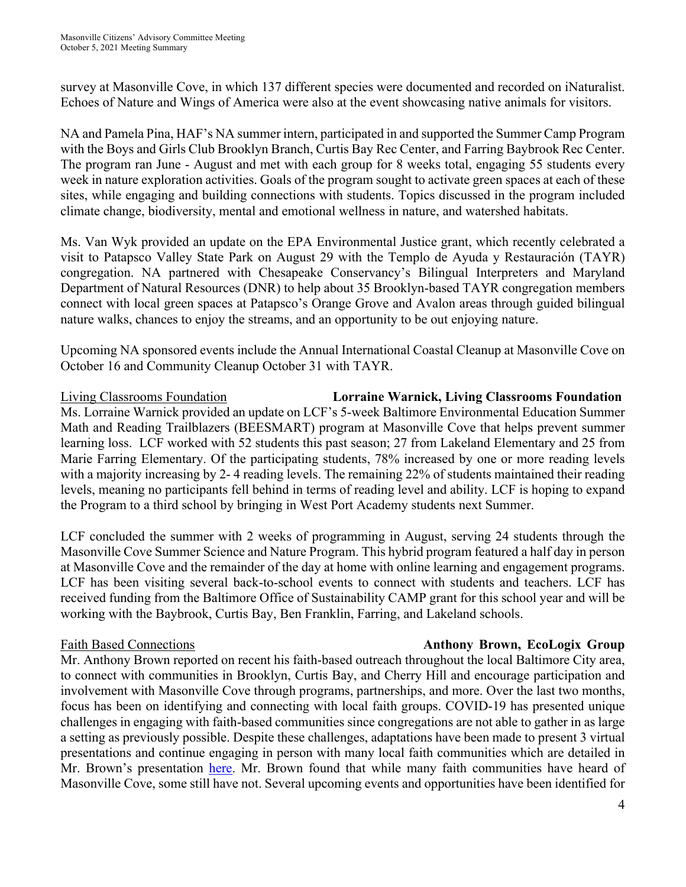survey at Masonville Cove, in which 137 different species were documented and recorded on iNaturalist. Echoes of Nature and Wings of America were also at the event showcasing native animals for visitors.

NA and Pamela Pina, HAF's NA summer intern, participated in and supported the Summer Camp Program with the Boys and Girls Club Brooklyn Branch, Curtis Bay Rec Center, and Farring Baybrook Rec Center. The program ran June - August and met with each group for 8 weeks total, engaging 55 students every week in nature exploration activities. Goals of the program sought to activate green spaces at each of these sites, while engaging and building connections with students. Topics discussed in the program included climate change, biodiversity, mental and emotional wellness in nature, and watershed habitats.

Ms. Van Wyk provided an update on the EPA Environmental Justice grant, which recently celebrated a visit to Patapsco Valley State Park on August 29 with the Templo de Ayuda y Restauración (TAYR) congregation. NA partnered with Chesapeake Conservancy's Bilingual Interpreters and Maryland Department of Natural Resources (DNR) to help about 35 Brooklyn-based TAYR congregation members connect with local green spaces at Patapsco's Orange Grove and Avalon areas through guided bilingual nature walks, chances to enjoy the streams, and an opportunity to be out enjoying nature.

Upcoming NA sponsored events include the Annual International Coastal Cleanup at Masonville Cove on October 16 and Community Cleanup October 31 with TAYR.

<u>Living Classrooms Foundation</u> **Lorraine Warnick, Living Classrooms Foundation**

Ms. Lorraine Warnick provided an update on LCF's 5-week Baltimore Environmental Education Summer Math and Reading Trailblazers (BEESMART) program at Masonville Cove that helps prevent summer learning loss. LCF worked with 52 students this past season; 27 from Lakeland Elementary and 25 from Marie Farring Elementary. Of the participating students, 78% increased by one or more reading levels with a majority increasing by 2- 4 reading levels. The remaining 22% of students maintained their reading levels, meaning no participants fell behind in terms of reading level and ability. LCF is hoping to expand the Program to a third school by bringing in West Port Academy students next Summer.

LCF concluded the summer with 2 weeks of programming in August, serving 24 students through the Masonville Cove Summer Science and Nature Program. This hybrid program featured a half day in person at Masonville Cove and the remainder of the day at home with online learning and engagement programs. LCF has been visiting several back-to-school events to connect with students and teachers. LCF has received funding from the Baltimore Office of Sustainability CAMP grant for this school year and will be working with the Baybrook, Curtis Bay, Ben Franklin, Farring, and Lakeland schools.

<u>Faith Based Connections</u> **Anthony Brown, EcoLogix Group**

Mr. Anthony Brown reported on recent his faith-based outreach throughout the local Baltimore City area, to connect with communities in Brooklyn, Curtis Bay, and Cherry Hill and encourage participation and involvement with Masonville Cove through programs, partnerships, and more. Over the last two months, focus has been on identifying and connecting with local faith groups. COVID-19 has presented unique challenges in engaging with faith-based communities since congregations are not able to gather in as large a setting as previously possible. Despite these challenges, adaptations have been made to present 3 virtual presentations and continue engaging in person with many local faith communities which are detailed in Mr. Brown's presentation here. Mr. Brown found that while many faith communities have heard of Masonville Cove, some still have not. Several upcoming events and opportunities have been identified for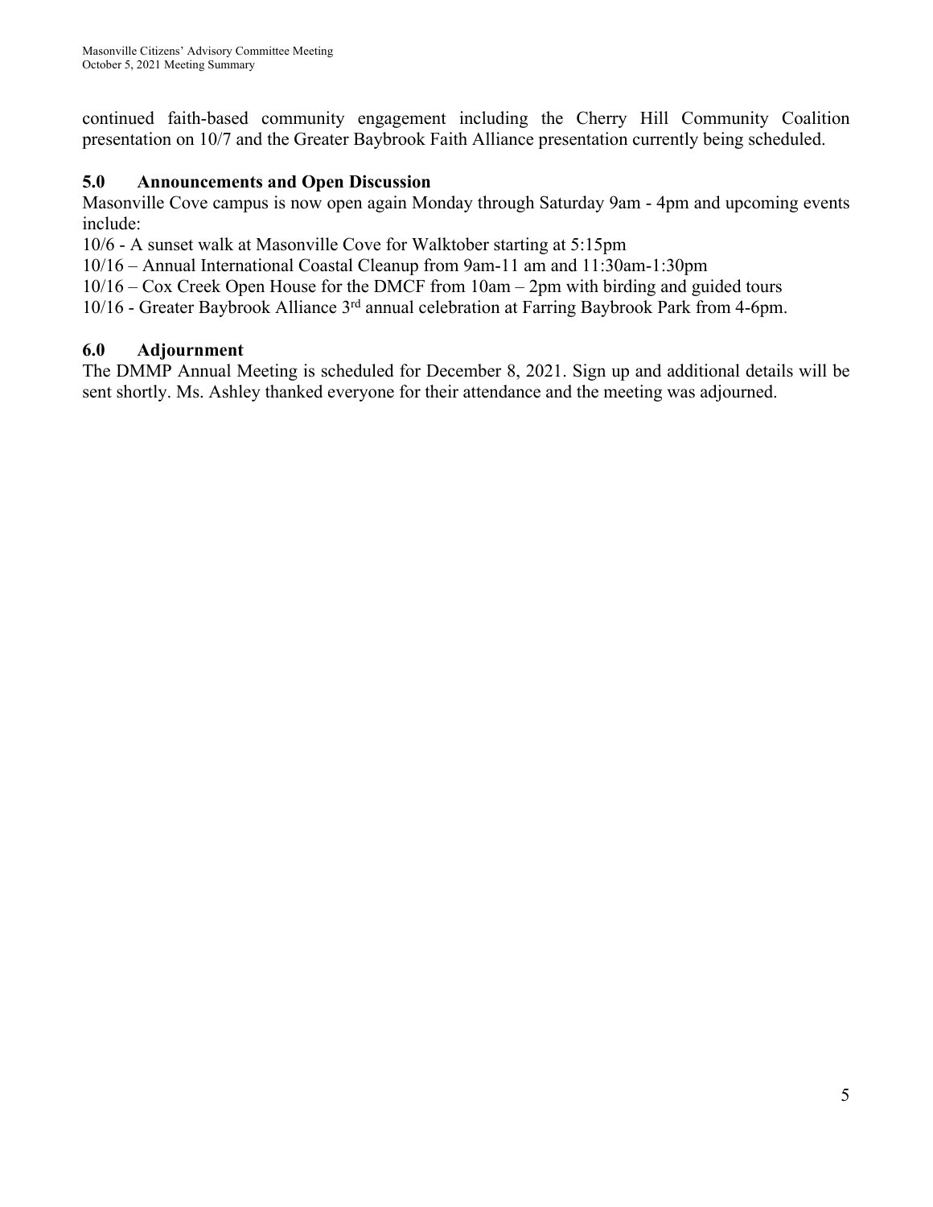continued faith-based community engagement including the Cherry Hill Community Coalition presentation on 10/7 and the Greater Baybrook Faith Alliance presentation currently being scheduled.

## 5.0 Announcements and Open Discussion

Masonville Cove campus is now open again Monday through Saturday 9am - 4pm and upcoming events include:

10/6 - A sunset walk at Masonville Cove for Walktober starting at 5:15pm

10/16 – Annual International Coastal Cleanup from 9am-11 am and 11:30am-1:30pm

10/16 – Cox Creek Open House for the DMCF from 10am – 2pm with birding and guided tours

10/16 - Greater Baybrook Alliance 3rd annual celebration at Farring Baybrook Park from 4-6pm.

## 6.0 Adjournment

The DMMP Annual Meeting is scheduled for December 8, 2021. Sign up and additional details will be sent shortly. Ms. Ashley thanked everyone for their attendance and the meeting was adjourned.